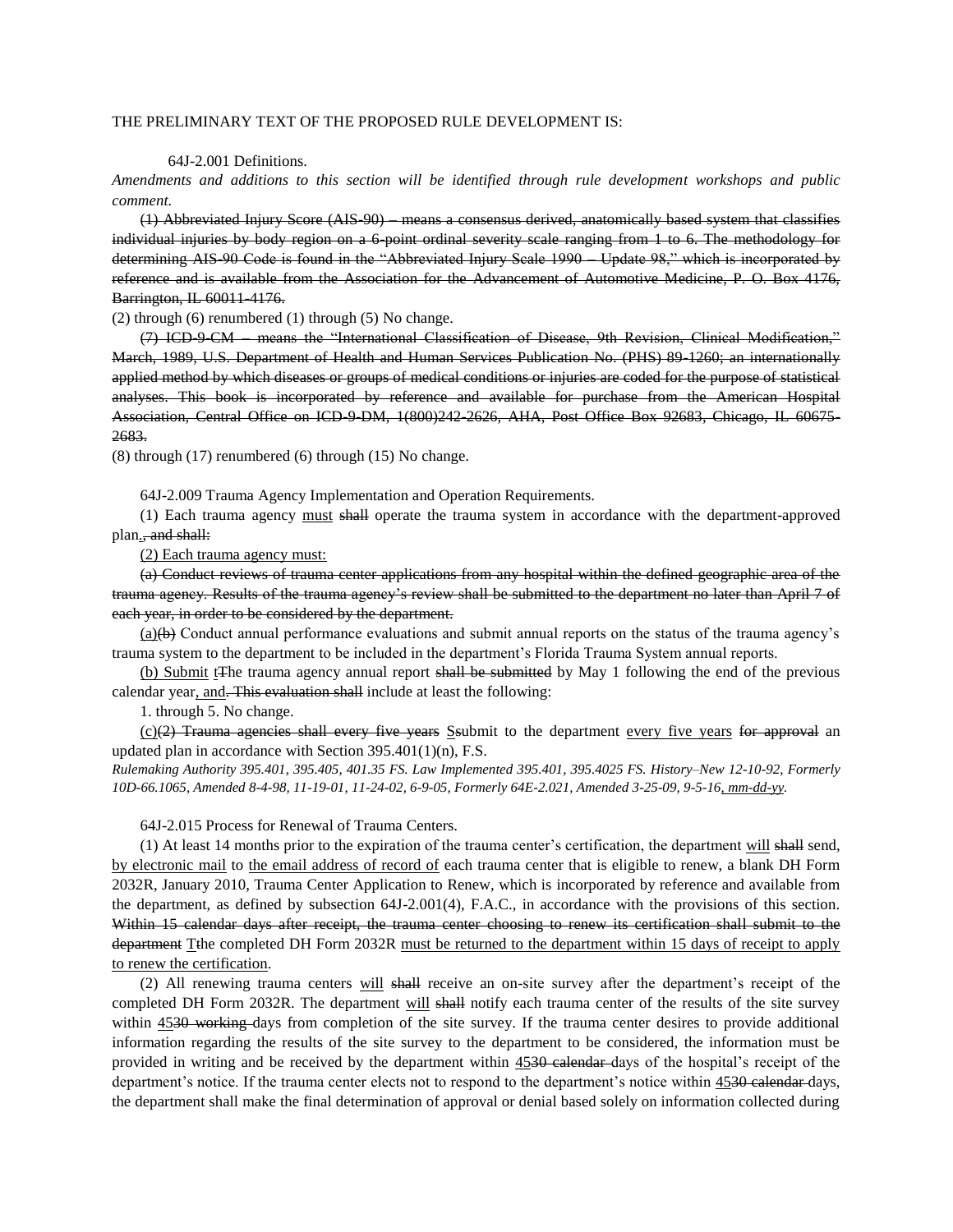THE PRELIMINARY TEXT OF THE PROPOSED RULE DEVELOPMENT IS:

64J-2.001 Definitions.

*Amendments and additions to this section will be identified through rule development workshops and public comment.*

~~(1) Abbreviated Injury Score (AIS-90) – means a consensus derived, anatomically based system that classifies individual injuries by body region on a 6-point ordinal severity scale ranging from 1 to 6. The methodology for determining AIS-90 Code is found in the "Abbreviated Injury Scale 1990 – Update 98," which is incorporated by reference and is available from the Association for the Advancement of Automotive Medicine, P. O. Box 4176, Barrington, IL 60011-4176.~~

(2) through (6) renumbered (1) through (5) No change.

~~(7) ICD-9-CM – means the "International Classification of Disease, 9th Revision, Clinical Modification," March, 1989, U.S. Department of Health and Human Services Publication No. (PHS) 89-1260; an internationally applied method by which diseases or groups of medical conditions or injuries are coded for the purpose of statistical analyses. This book is incorporated by reference and available for purchase from the American Hospital Association, Central Office on ICD-9-DM, 1(800)242-2626, AHA, Post Office Box 92683, Chicago, IL 60675-2683.~~

(8) through (17) renumbered (6) through (15) No change.

64J-2.009 Trauma Agency Implementation and Operation Requirements.

(1) Each trauma agency <u>must</u> ~~shall~~ operate the trauma system in accordance with the department-approved plan<u>.</u>~~, and shall:~~

<u>(2) Each trauma agency must:</u>

~~(a) Conduct reviews of trauma center applications from any hospital within the defined geographic area of the trauma agency. Results of the trauma agency's review shall be submitted to the department no later than April 7 of each year, in order to be considered by the department.~~

<u>(a)</u>~~(b)~~ Conduct annual performance evaluations and submit annual reports on the status of the trauma agency's trauma system to the department to be included in the department's Florida Trauma System annual reports.

<u>(b) Submit</u> <u>t</u>~~T~~he trauma agency annual report ~~shall be submitted~~ by May 1 following the end of the previous calendar year<u>, and</u>~~. This evaluation shall~~ include at least the following:

1. through 5. No change.

<u>(c)</u>~~(2) Trauma agencies shall every five years~~ <u>S</u>~~s~~ubmit to the department <u>every five years</u> ~~for approval~~ an updated plan in accordance with Section 395.401(1)(n), F.S.

*Rulemaking Authority 395.401, 395.405, 401.35 FS. Law Implemented 395.401, 395.4025 FS. History–New 12-10-92, Formerly 10D-66.1065, Amended 8-4-98, 11-19-01, 11-24-02, 6-9-05, Formerly 64E-2.021, Amended 3-25-09, 9-5-16<u>, mm-dd-yy</u>.*

64J-2.015 Process for Renewal of Trauma Centers.

(1) At least 14 months prior to the expiration of the trauma center's certification, the department <u>will</u> ~~shall~~ send, <u>by electronic mail</u> to <u>the email address of record of</u> each trauma center that is eligible to renew, a blank DH Form 2032R, January 2010, Trauma Center Application to Renew, which is incorporated by reference and available from the department, as defined by subsection 64J-2.001(4), F.A.C., in accordance with the provisions of this section. ~~Within 15 calendar days after receipt, the trauma center choosing to renew its certification shall submit to the department~~ <u>T</u>~~t~~he completed DH Form 2032R <u>must be returned to the department within 15 days of receipt to apply to renew the certification</u>.

(2) All renewing trauma centers <u>will</u> ~~shall~~ receive an on-site survey after the department's receipt of the completed DH Form 2032R. The department <u>will</u> ~~shall~~ notify each trauma center of the results of the site survey within <u>45</u>~~30 working~~ days from completion of the site survey. If the trauma center desires to provide additional information regarding the results of the site survey to the department to be considered, the information must be provided in writing and be received by the department within <u>45</u>~~30 calendar~~ days of the hospital's receipt of the department's notice. If the trauma center elects not to respond to the department's notice within <u>45</u>~~30 calendar~~ days, the department shall make the final determination of approval or denial based solely on information collected during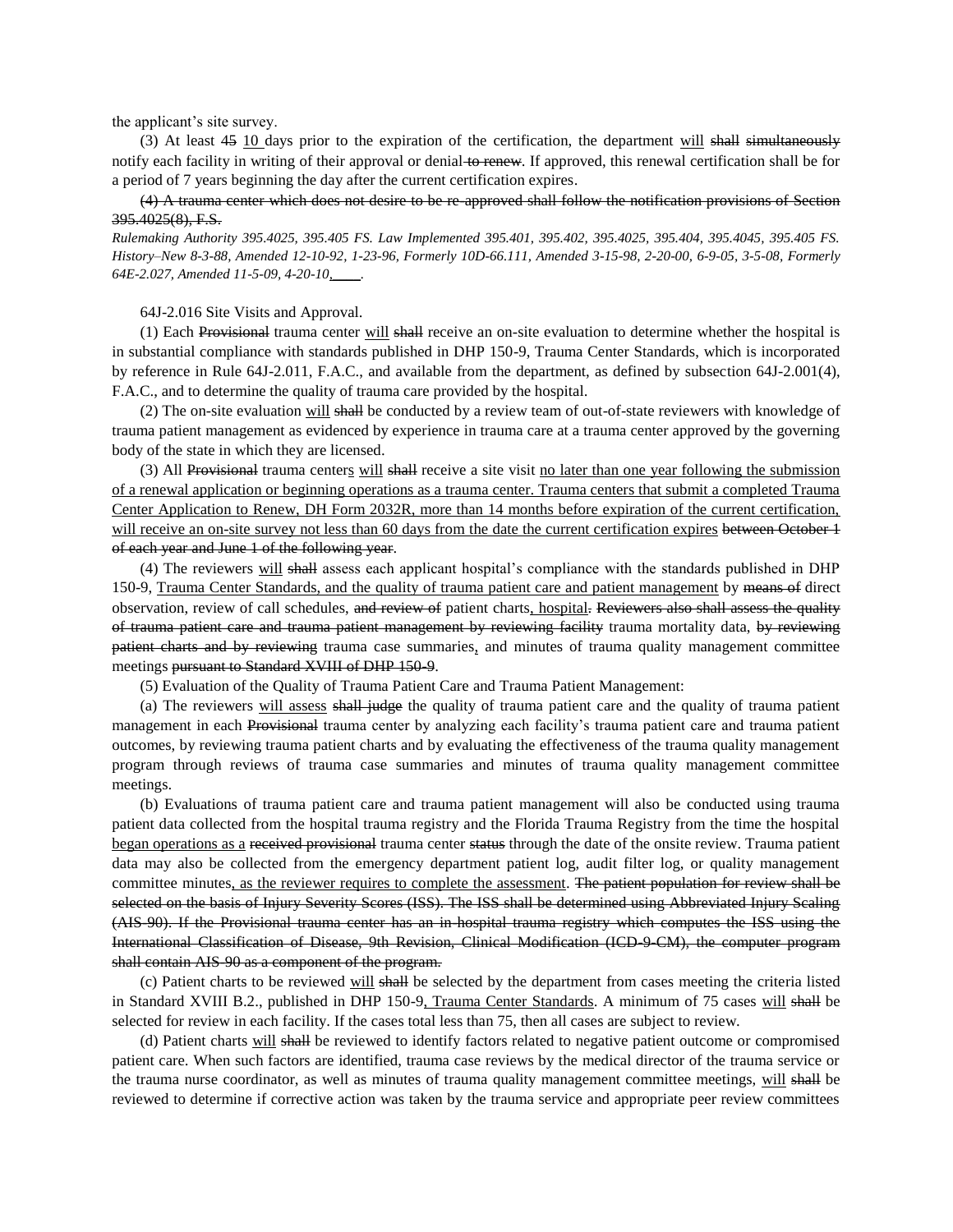the applicant's site survey.

(3) At least ~~45~~ <u>10</u> days prior to the expiration of the certification, the department <u>will</u> ~~shall~~ ~~simultaneously~~ notify each facility in writing of their approval or denial~~ to renew~~. If approved, this renewal certification shall be for a period of 7 years beginning the day after the current certification expires.

~~(4) A trauma center which does not desire to be re-approved shall follow the notification provisions of Section 395.4025(8), F.S.~~

*Rulemaking Authority 395.4025, 395.405 FS. Law Implemented 395.401, 395.402, 395.4025, 395.404, 395.4045, 395.405 FS. History–New 8-3-88, Amended 12-10-92, 1-23-96, Formerly 10D-66.111, Amended 3-15-98, 2-20-00, 6-9-05, 3-5-08, Formerly 64E-2.027, Amended 11-5-09, 4-20-10<u>,____</u>.*

64J-2.016 Site Visits and Approval.

(1) Each ~~Provisional~~ trauma center <u>will</u> ~~shall~~ receive an on-site evaluation to determine whether the hospital is in substantial compliance with standards published in DHP 150-9, Trauma Center Standards, which is incorporated by reference in Rule 64J-2.011, F.A.C., and available from the department, as defined by subsection 64J-2.001(4), F.A.C., and to determine the quality of trauma care provided by the hospital.

(2) The on-site evaluation <u>will</u> ~~shall~~ be conducted by a review team of out-of-state reviewers with knowledge of trauma patient management as evidenced by experience in trauma care at a trauma center approved by the governing body of the state in which they are licensed.

(3) All ~~Provisional~~ trauma center<u>s</u> <u>will</u> ~~shall~~ receive a site visit <u>no later than one year following the submission of a renewal application or beginning operations as a trauma center. Trauma centers that submit a completed Trauma Center Application to Renew, DH Form 2032R, more than 14 months before expiration of the current certification, will receive an on-site survey not less than 60 days from the date the current certification expires</u> ~~between October 1 of each year and June 1 of the following year~~.

(4) The reviewers <u>will</u> ~~shall~~ assess each applicant hospital's compliance with the standards published in DHP 150-9, <u>Trauma Center Standards, and the quality of trauma patient care and patient management</u> by ~~means of~~ direct observation, review of call schedules, ~~and review of~~ patient charts<u>, hospital</u>~~.~~ ~~Reviewers also shall assess the quality of trauma patient care and trauma patient management by reviewing facility~~ trauma mortality data, ~~by reviewing patient charts and by reviewing~~ trauma case summaries<u>,</u> and minutes of trauma quality management committee meetings ~~pursuant to Standard XVIII of DHP 150-9~~.

(5) Evaluation of the Quality of Trauma Patient Care and Trauma Patient Management:

(a) The reviewers <u>will assess</u> ~~shall judge~~ the quality of trauma patient care and the quality of trauma patient management in each ~~Provisional~~ trauma center by analyzing each facility's trauma patient care and trauma patient outcomes, by reviewing trauma patient charts and by evaluating the effectiveness of the trauma quality management program through reviews of trauma case summaries and minutes of trauma quality management committee meetings.

(b) Evaluations of trauma patient care and trauma patient management will also be conducted using trauma patient data collected from the hospital trauma registry and the Florida Trauma Registry from the time the hospital <u>began operations as a</u> ~~received provisional~~ trauma center ~~status~~ through the date of the onsite review. Trauma patient data may also be collected from the emergency department patient log, audit filter log, or quality management committee minutes<u>, as the reviewer requires to complete the assessment</u>. ~~The patient population for review shall be selected on the basis of Injury Severity Scores (ISS). The ISS shall be determined using Abbreviated Injury Scaling (AIS-90). If the Provisional trauma center has an in-hospital trauma registry which computes the ISS using the International Classification of Disease, 9th Revision, Clinical Modification (ICD-9-CM), the computer program shall contain AIS-90 as a component of the program.~~

(c) Patient charts to be reviewed <u>will</u> ~~shall~~ be selected by the department from cases meeting the criteria listed in Standard XVIII B.2., published in DHP 150-9<u>, Trauma Center Standards</u>. A minimum of 75 cases <u>will</u> ~~shall~~ be selected for review in each facility. If the cases total less than 75, then all cases are subject to review.

(d) Patient charts <u>will</u> ~~shall~~ be reviewed to identify factors related to negative patient outcome or compromised patient care. When such factors are identified, trauma case reviews by the medical director of the trauma service or the trauma nurse coordinator, as well as minutes of trauma quality management committee meetings, <u>will</u> ~~shall~~ be reviewed to determine if corrective action was taken by the trauma service and appropriate peer review committees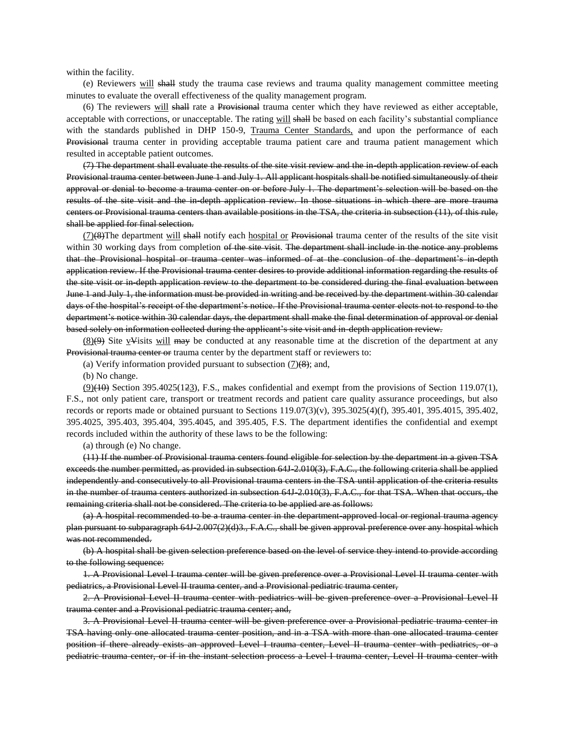within the facility.

(e) Reviewers <u>will</u> ~~shall~~ study the trauma case reviews and trauma quality management committee meeting minutes to evaluate the overall effectiveness of the quality management program.

(6) The reviewers <u>will</u> ~~shall~~ rate a ~~Provisional~~ trauma center which they have reviewed as either acceptable, acceptable with corrections, or unacceptable. The rating <u>will</u> ~~shall~~ be based on each facility's substantial compliance with the standards published in DHP 150-9, <u>Trauma Center Standards,</u> and upon the performance of each ~~Provisional~~ trauma center in providing acceptable trauma patient care and trauma patient management which resulted in acceptable patient outcomes.

~~(7) The department shall evaluate the results of the site visit review and the in-depth application review of each Provisional trauma center between June 1 and July 1. All applicant hospitals shall be notified simultaneously of their approval or denial to become a trauma center on or before July 1. The department's selection will be based on the results of the site visit and the in-depth application review. In those situations in which there are more trauma centers or Provisional trauma centers than available positions in the TSA, the criteria in subsection (11), of this rule, shall be applied for final selection.~~

<u>(7)</u>~~(8)~~The department <u>will</u> ~~shall~~ notify each <u>hospital or</u> ~~Provisional~~ trauma center of the results of the site visit within 30 working days from completion ~~of the site visit~~. ~~The department shall include in the notice any problems that the Provisional hospital or trauma center was informed of at the conclusion of the department's in-depth application review. If the Provisional trauma center desires to provide additional information regarding the results of the site visit or in-depth application review to the department to be considered during the final evaluation between June 1 and July 1, the information must be provided in writing and be received by the department within 30 calendar days of the hospital's receipt of the department's notice. If the Provisional trauma center elects not to respond to the department's notice within 30 calendar days, the department shall make the final determination of approval or denial based solely on information collected during the applicant's site visit and in-depth application review.~~

<u>(8)</u>~~(9)~~ Site <u>v</u>~~V~~isits <u>will</u> ~~may~~ be conducted at any reasonable time at the discretion of the department at any ~~Provisional trauma center or~~ trauma center by the department staff or reviewers to:

(a) Verify information provided pursuant to subsection <u>(7)</u>~~(8)~~; and,

(b) No change.

<u>(9)</u>~~(10)~~ Section 395.4025(1~~2~~<u>3</u>), F.S., makes confidential and exempt from the provisions of Section 119.07(1), F.S., not only patient care, transport or treatment records and patient care quality assurance proceedings, but also records or reports made or obtained pursuant to Sections 119.07(3)(v), 395.3025(4)(f), 395.401, 395.4015, 395.402, 395.4025, 395.403, 395.404, 395.4045, and 395.405, F.S. The department identifies the confidential and exempt records included within the authority of these laws to be the following:

(a) through (e) No change.

~~(11) If the number of Provisional trauma centers found eligible for selection by the department in a given TSA exceeds the number permitted, as provided in subsection 64J-2.010(3), F.A.C., the following criteria shall be applied independently and consecutively to all Provisional trauma centers in the TSA until application of the criteria results in the number of trauma centers authorized in subsection 64J-2.010(3), F.A.C., for that TSA. When that occurs, the remaining criteria shall not be considered. The criteria to be applied are as follows:~~

~~(a) A hospital recommended to be a trauma center in the department-approved local or regional trauma agency plan pursuant to subparagraph 64J-2.007(2)(d)3., F.A.C., shall be given approval preference over any hospital which was not recommended.~~

~~(b) A hospital shall be given selection preference based on the level of service they intend to provide according to the following sequence:~~

~~1. A Provisional Level I trauma center will be given preference over a Provisional Level II trauma center with pediatrics, a Provisional Level II trauma center, and a Provisional pediatric trauma center,~~

~~2. A Provisional Level II trauma center with pediatrics will be given preference over a Provisional Level II trauma center and a Provisional pediatric trauma center; and,~~

~~3. A Provisional Level II trauma center will be given preference over a Provisional pediatric trauma center in TSA having only one allocated trauma center position, and in a TSA with more than one allocated trauma center position if there already exists an approved Level I trauma center, Level II trauma center with pediatrics, or a pediatric trauma center, or if in the instant selection process a Level I trauma center, Level II trauma center with~~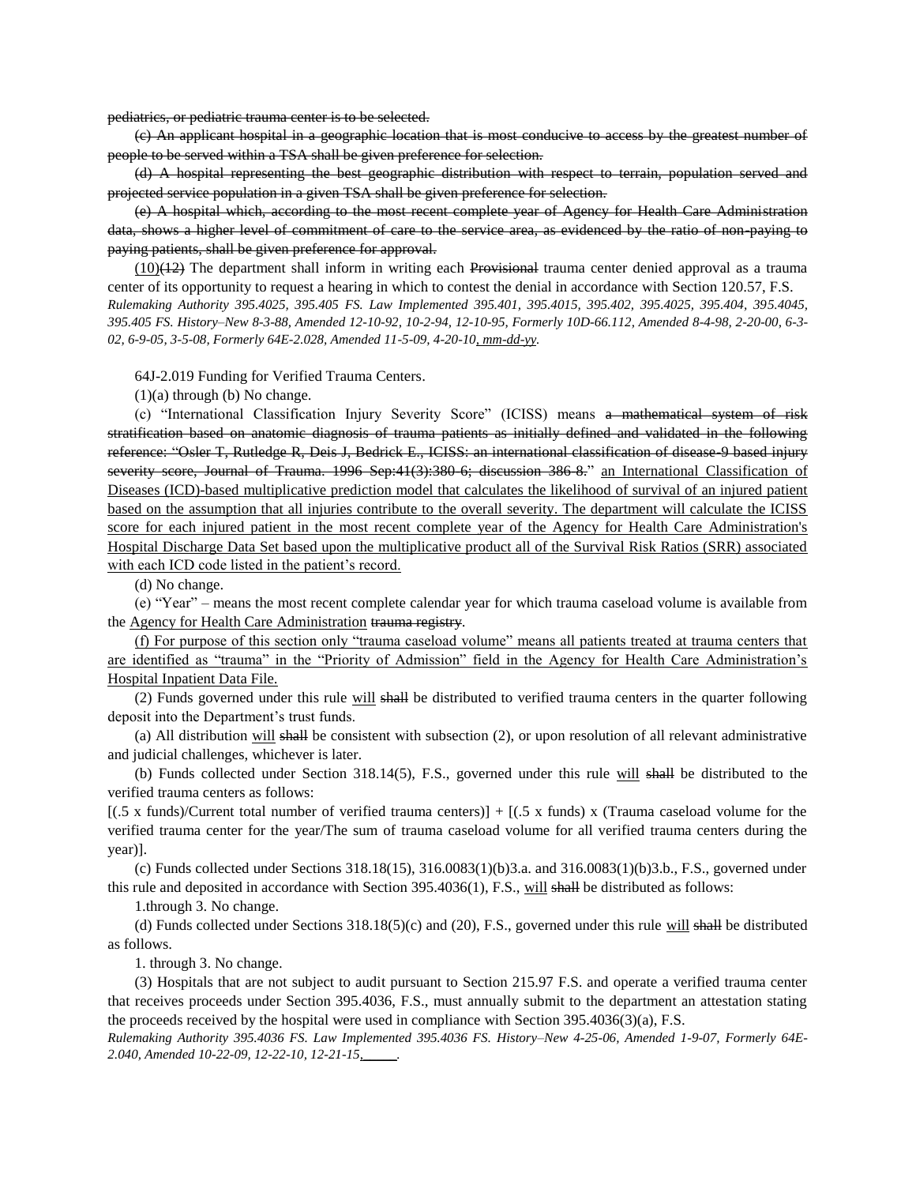~~pediatrics, or pediatric trauma center is to be selected.~~

~~(c) An applicant hospital in a geographic location that is most conducive to access by the greatest number of people to be served within a TSA shall be given preference for selection.~~

~~(d) A hospital representing the best geographic distribution with respect to terrain, population served and projected service population in a given TSA shall be given preference for selection.~~

~~(e) A hospital which, according to the most recent complete year of Agency for Health Care Administration data, shows a higher level of commitment of care to the service area, as evidenced by the ratio of non-paying to paying patients, shall be given preference for approval.~~

<u>(10)</u>~~(12)~~ The department shall inform in writing each ~~Provisional~~ trauma center denied approval as a trauma center of its opportunity to request a hearing in which to contest the denial in accordance with Section 120.57, F.S.

*Rulemaking Authority 395.4025, 395.405 FS. Law Implemented 395.401, 395.4015, 395.402, 395.4025, 395.404, 395.4045, 395.405 FS. History–New 8-3-88, Amended 12-10-92, 10-2-94, 12-10-95, Formerly 10D-66.112, Amended 8-4-98, 2-20-00, 6-3-02, 6-9-05, 3-5-08, Formerly 64E-2.028, Amended 11-5-09, 4-20-10<u>, mm-dd-yy</u>.*

64J-2.019 Funding for Verified Trauma Centers.

(1)(a) through (b) No change.

(c) "International Classification Injury Severity Score" (ICISS) means ~~a mathematical system of risk stratification based on anatomic diagnosis of trauma patients as initially defined and validated in the following reference: "Osler T, Rutledge R, Deis J, Bedrick E., ICISS: an international classification of disease-9 based injury severity score, Journal of Trauma. 1996 Sep:41(3):380-6; discussion 386-8."~~ <u>an International Classification of Diseases (ICD)-based multiplicative prediction model that calculates the likelihood of survival of an injured patient based on the assumption that all injuries contribute to the overall severity. The department will calculate the ICISS score for each injured patient in the most recent complete year of the Agency for Health Care Administration's Hospital Discharge Data Set based upon the multiplicative product all of the Survival Risk Ratios (SRR) associated with each ICD code listed in the patient's record.</u>

(d) No change.

(e) "Year" – means the most recent complete calendar year for which trauma caseload volume is available from the <u>Agency for Health Care Administration</u> ~~trauma registry~~.

<u>(f) For purpose of this section only "trauma caseload volume" means all patients treated at trauma centers that are identified as "trauma" in the "Priority of Admission" field in the Agency for Health Care Administration's Hospital Inpatient Data File.</u>

(2) Funds governed under this rule <u>will</u> ~~shall~~ be distributed to verified trauma centers in the quarter following deposit into the Department's trust funds.

(a) All distribution <u>will</u> ~~shall~~ be consistent with subsection (2), or upon resolution of all relevant administrative and judicial challenges, whichever is later.

(b) Funds collected under Section 318.14(5), F.S., governed under this rule <u>will</u> ~~shall~~ be distributed to the verified trauma centers as follows:

[(.5 x funds)/Current total number of verified trauma centers)] + [(.5 x funds) x (Trauma caseload volume for the verified trauma center for the year/The sum of trauma caseload volume for all verified trauma centers during the year)].

(c) Funds collected under Sections 318.18(15), 316.0083(1)(b)3.a. and 316.0083(1)(b)3.b., F.S., governed under this rule and deposited in accordance with Section 395.4036(1), F.S., <u>will</u> ~~shall~~ be distributed as follows:

1.through 3. No change.

(d) Funds collected under Sections 318.18(5)(c) and (20), F.S., governed under this rule <u>will</u> ~~shall~~ be distributed as follows.

1. through 3. No change.

(3) Hospitals that are not subject to audit pursuant to Section 215.97 F.S. and operate a verified trauma center that receives proceeds under Section 395.4036, F.S., must annually submit to the department an attestation stating the proceeds received by the hospital were used in compliance with Section 395.4036(3)(a), F.S.

*Rulemaking Authority 395.4036 FS. Law Implemented 395.4036 FS. History–New 4-25-06, Amended 1-9-07, Formerly 64E-2.040, Amended 10-22-09, 12-22-10, 12-21-15<u>, \_\_\_\_\_</u>.*